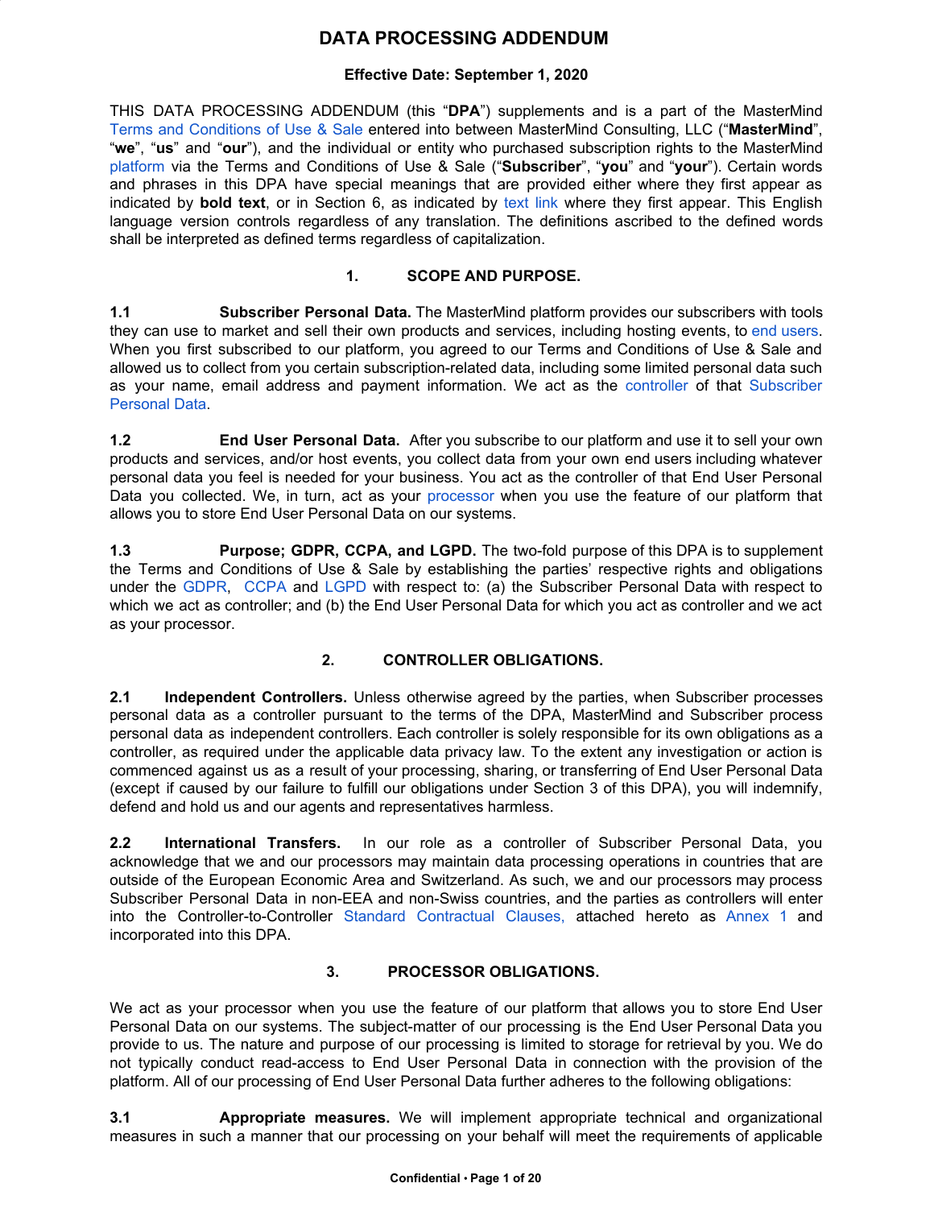# DATA PROCESSING ADDENDUM

**Effective Date: September 1, 2020**

THIS DATA PROCESSING ADDENDUM (this "**DPA**") supplements and is a part of the MasterMind Terms and Conditions of Use & Sale entered into between MasterMind Consulting, LLC ("**MasterMind**", "**we**", "**us**" and "**our**"), and the individual or entity who purchased subscription rights to the MasterMind platform via the Terms and Conditions of Use & Sale ("**Subscriber**", "**you**" and "**your**"). Certain words and phrases in this DPA have special meanings that are provided either where they first appear as indicated by **bold text**, or in Section 6, as indicated by text link where they first appear. This English language version controls regardless of any translation. The definitions ascribed to the defined words shall be interpreted as defined terms regardless of capitalization.

## 1. SCOPE AND PURPOSE.

**1.1 Subscriber Personal Data.** The MasterMind platform provides our subscribers with tools they can use to market and sell their own products and services, including hosting events, to end users. When you first subscribed to our platform, you agreed to our Terms and Conditions of Use & Sale and allowed us to collect from you certain subscription-related data, including some limited personal data such as your name, email address and payment information. We act as the controller of that Subscriber Personal Data.

**1.2 End User Personal Data.** After you subscribe to our platform and use it to sell your own products and services, and/or host events, you collect data from your own end users including whatever personal data you feel is needed for your business. You act as the controller of that End User Personal Data you collected. We, in turn, act as your processor when you use the feature of our platform that allows you to store End User Personal Data on our systems.

**1.3 Purpose; GDPR, CCPA, and LGPD.** The two-fold purpose of this DPA is to supplement the Terms and Conditions of Use & Sale by establishing the parties' respective rights and obligations under the GDPR, CCPA and LGPD with respect to: (a) the Subscriber Personal Data with respect to which we act as controller; and (b) the End User Personal Data for which you act as controller and we act as your processor.

## 2. CONTROLLER OBLIGATIONS.

**2.1 Independent Controllers.** Unless otherwise agreed by the parties, when Subscriber processes personal data as a controller pursuant to the terms of the DPA, MasterMind and Subscriber process personal data as independent controllers. Each controller is solely responsible for its own obligations as a controller, as required under the applicable data privacy law. To the extent any investigation or action is commenced against us as a result of your processing, sharing, or transferring of End User Personal Data (except if caused by our failure to fulfill our obligations under Section 3 of this DPA), you will indemnify, defend and hold us and our agents and representatives harmless.

**2.2 International Transfers.** In our role as a controller of Subscriber Personal Data, you acknowledge that we and our processors may maintain data processing operations in countries that are outside of the European Economic Area and Switzerland. As such, we and our processors may process Subscriber Personal Data in non-EEA and non-Swiss countries, and the parties as controllers will enter into the Controller-to-Controller Standard Contractual Clauses, attached hereto as Annex 1 and incorporated into this DPA.

## 3. PROCESSOR OBLIGATIONS.

We act as your processor when you use the feature of our platform that allows you to store End User Personal Data on our systems. The subject-matter of our processing is the End User Personal Data you provide to us. The nature and purpose of our processing is limited to storage for retrieval by you. We do not typically conduct read-access to End User Personal Data in connection with the provision of the platform. All of our processing of End User Personal Data further adheres to the following obligations:

**3.1 Appropriate measures.** We will implement appropriate technical and organizational measures in such a manner that our processing on your behalf will meet the requirements of applicable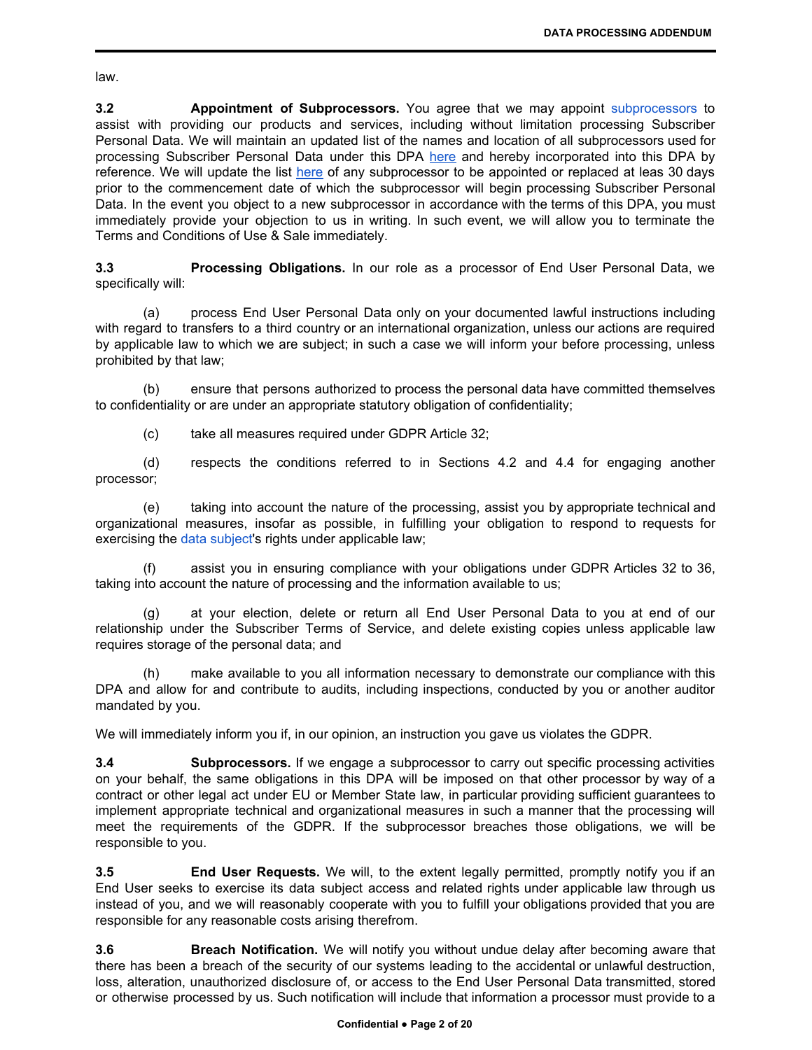law.

**3.2 Appointment of Subprocessors.** You agree that we may appoint subprocessors to assist with providing our products and services, including without limitation processing Subscriber Personal Data. We will maintain an updated list of the names and location of all subprocessors used for processing Subscriber Personal Data under this DPA here and hereby incorporated into this DPA by reference. We will update the list here of any subprocessor to be appointed or replaced at leas 30 days prior to the commencement date of which the subprocessor will begin processing Subscriber Personal Data. In the event you object to a new subprocessor in accordance with the terms of this DPA, you must immediately provide your objection to us in writing. In such event, we will allow you to terminate the Terms and Conditions of Use & Sale immediately.

**3.3 Processing Obligations.** In our role as a processor of End User Personal Data, we specifically will:

(a) process End User Personal Data only on your documented lawful instructions including with regard to transfers to a third country or an international organization, unless our actions are required by applicable law to which we are subject; in such a case we will inform your before processing, unless prohibited by that law;

(b) ensure that persons authorized to process the personal data have committed themselves to confidentiality or are under an appropriate statutory obligation of confidentiality;

(c) take all measures required under GDPR Article 32;

(d) respects the conditions referred to in Sections 4.2 and 4.4 for engaging another processor;

(e) taking into account the nature of the processing, assist you by appropriate technical and organizational measures, insofar as possible, in fulfilling your obligation to respond to requests for exercising the data subject's rights under applicable law;

(f) assist you in ensuring compliance with your obligations under GDPR Articles 32 to 36, taking into account the nature of processing and the information available to us;

(g) at your election, delete or return all End User Personal Data to you at end of our relationship under the Subscriber Terms of Service, and delete existing copies unless applicable law requires storage of the personal data; and

(h) make available to you all information necessary to demonstrate our compliance with this DPA and allow for and contribute to audits, including inspections, conducted by you or another auditor mandated by you.

We will immediately inform you if, in our opinion, an instruction you gave us violates the GDPR.

**3.4 Subprocessors.** If we engage a subprocessor to carry out specific processing activities on your behalf, the same obligations in this DPA will be imposed on that other processor by way of a contract or other legal act under EU or Member State law, in particular providing sufficient guarantees to implement appropriate technical and organizational measures in such a manner that the processing will meet the requirements of the GDPR. If the subprocessor breaches those obligations, we will be responsible to you.

**3.5 End User Requests.** We will, to the extent legally permitted, promptly notify you if an End User seeks to exercise its data subject access and related rights under applicable law through us instead of you, and we will reasonably cooperate with you to fulfill your obligations provided that you are responsible for any reasonable costs arising therefrom.

**3.6 Breach Notification.** We will notify you without undue delay after becoming aware that there has been a breach of the security of our systems leading to the accidental or unlawful destruction, loss, alteration, unauthorized disclosure of, or access to the End User Personal Data transmitted, stored or otherwise processed by us. Such notification will include that information a processor must provide to a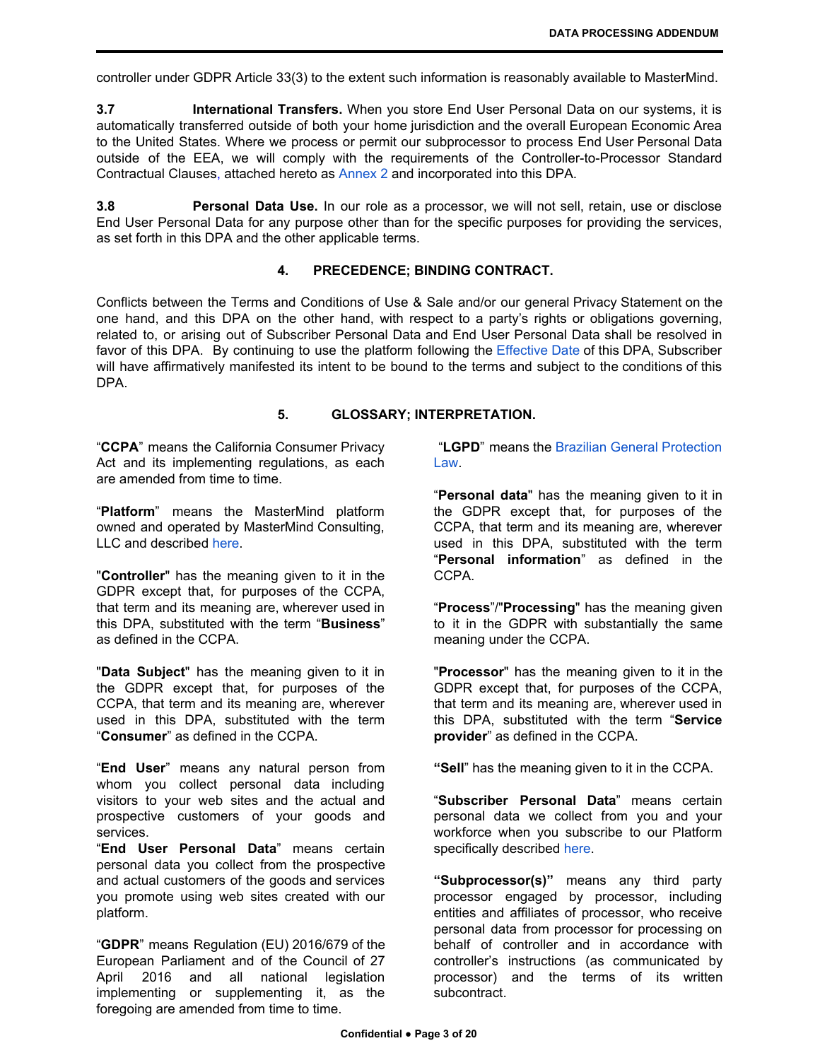controller under GDPR Article 33(3) to the extent such information is reasonably available to MasterMind.

**3.7 International Transfers.** When you store End User Personal Data on our systems, it is automatically transferred outside of both your home jurisdiction and the overall European Economic Area to the United States. Where we process or permit our subprocessor to process End User Personal Data outside of the EEA, we will comply with the requirements of the Controller-to-Processor Standard Contractual Clauses, attached hereto as Annex 2 and incorporated into this DPA.

**3.8 Personal Data Use.** In our role as a processor, we will not sell, retain, use or disclose End User Personal Data for any purpose other than for the specific purposes for providing the services, as set forth in this DPA and the other applicable terms.

## 4. PRECEDENCE; BINDING CONTRACT.

Conflicts between the Terms and Conditions of Use & Sale and/or our general Privacy Statement on the one hand, and this DPA on the other hand, with respect to a party's rights or obligations governing, related to, or arising out of Subscriber Personal Data and End User Personal Data shall be resolved in favor of this DPA. By continuing to use the platform following the Effective Date of this DPA, Subscriber will have affirmatively manifested its intent to be bound to the terms and subject to the conditions of this DPA.

## 5. GLOSSARY; INTERPRETATION.

"**CCPA**" means the California Consumer Privacy Act and its implementing regulations, as each are amended from time to time.

"**Platform**" means the MasterMind platform owned and operated by MasterMind Consulting, LLC and described here.

"**Controller**" has the meaning given to it in the GDPR except that, for purposes of the CCPA, that term and its meaning are, wherever used in this DPA, substituted with the term "**Business**" as defined in the CCPA.

"**Data Subject**" has the meaning given to it in the GDPR except that, for purposes of the CCPA, that term and its meaning are, wherever used in this DPA, substituted with the term "**Consumer**" as defined in the CCPA.

"**End User**" means any natural person from whom you collect personal data including visitors to your web sites and the actual and prospective customers of your goods and services.

"**End User Personal Data**" means certain personal data you collect from the prospective and actual customers of the goods and services you promote using web sites created with our platform.

"**GDPR**" means Regulation (EU) 2016/679 of the European Parliament and of the Council of 27 April 2016 and all national legislation implementing or supplementing it, as the foregoing are amended from time to time.

"**LGPD**" means the Brazilian General Protection Law.

"**Personal data**" has the meaning given to it in the GDPR except that, for purposes of the CCPA, that term and its meaning are, wherever used in this DPA, substituted with the term "**Personal information**" as defined in the CCPA.

"**Process**"/"**Processing**" has the meaning given to it in the GDPR with substantially the same meaning under the CCPA.

"**Processor**" has the meaning given to it in the GDPR except that, for purposes of the CCPA, that term and its meaning are, wherever used in this DPA, substituted with the term "**Service provider**" as defined in the CCPA.

"**Sell**" has the meaning given to it in the CCPA.

"**Subscriber Personal Data**" means certain personal data we collect from you and your workforce when you subscribe to our Platform specifically described here.

"**Subprocessor(s)**" means any third party processor engaged by processor, including entities and affiliates of processor, who receive personal data from processor for processing on behalf of controller and in accordance with controller's instructions (as communicated by processor) and the terms of its written subcontract.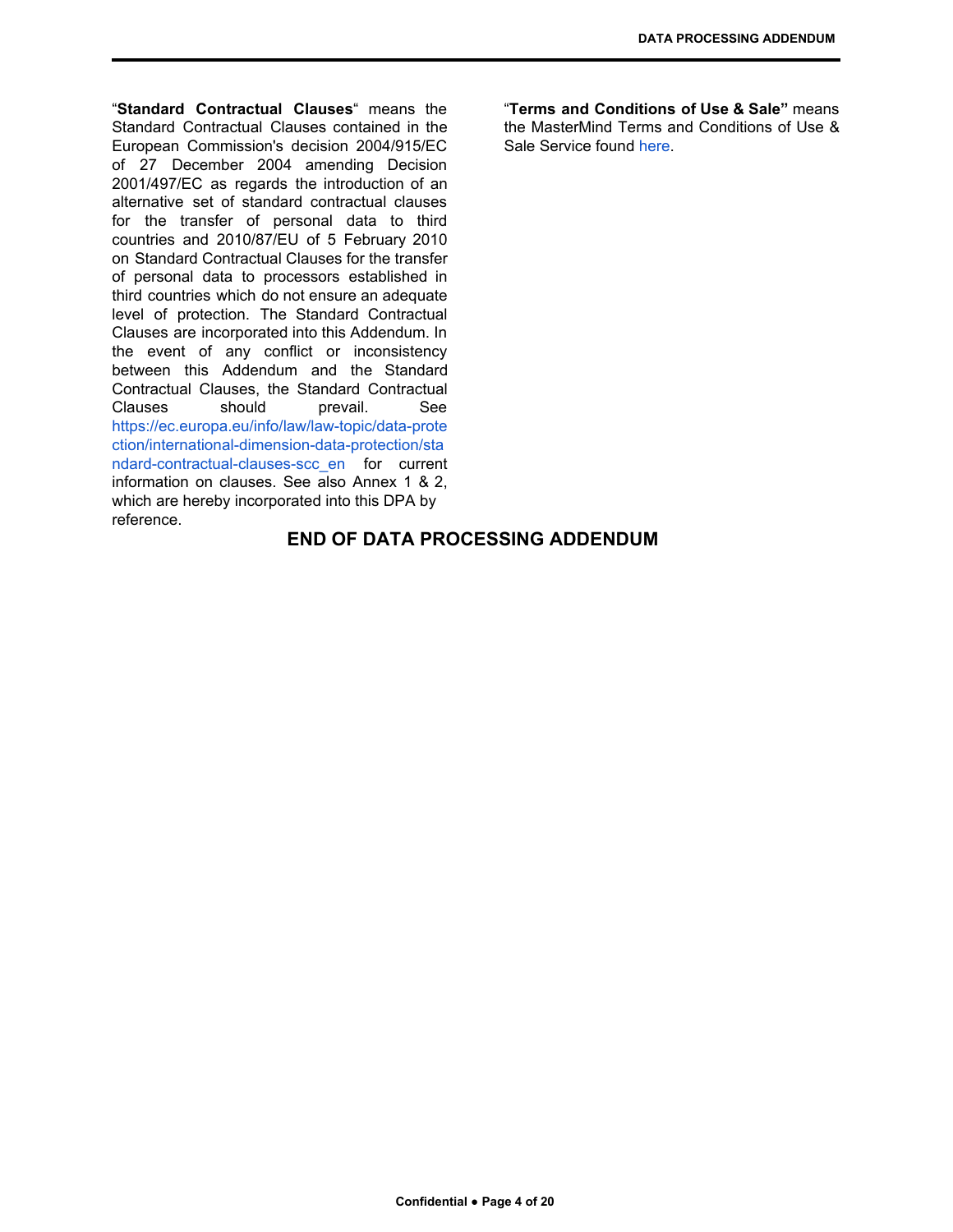"**Standard Contractual Clauses**" means the Standard Contractual Clauses contained in the European Commission's decision 2004/915/EC of 27 December 2004 amending Decision 2001/497/EC as regards the introduction of an alternative set of standard contractual clauses for the transfer of personal data to third countries and 2010/87/EU of 5 February 2010 on Standard Contractual Clauses for the transfer of personal data to processors established in third countries which do not ensure an adequate level of protection. The Standard Contractual Clauses are incorporated into this Addendum. In the event of any conflict or inconsistency between this Addendum and the Standard Contractual Clauses, the Standard Contractual Clauses should prevail. See https://ec.europa.eu/info/law/law-topic/data-protection/international-dimension-data-protection/standard-contractual-clauses-scc_en for current information on clauses. See also Annex 1 & 2, which are hereby incorporated into this DPA by reference.

"**Terms and Conditions of Use & Sale"** means the MasterMind Terms and Conditions of Use & Sale Service found here.

## END OF DATA PROCESSING ADDENDUM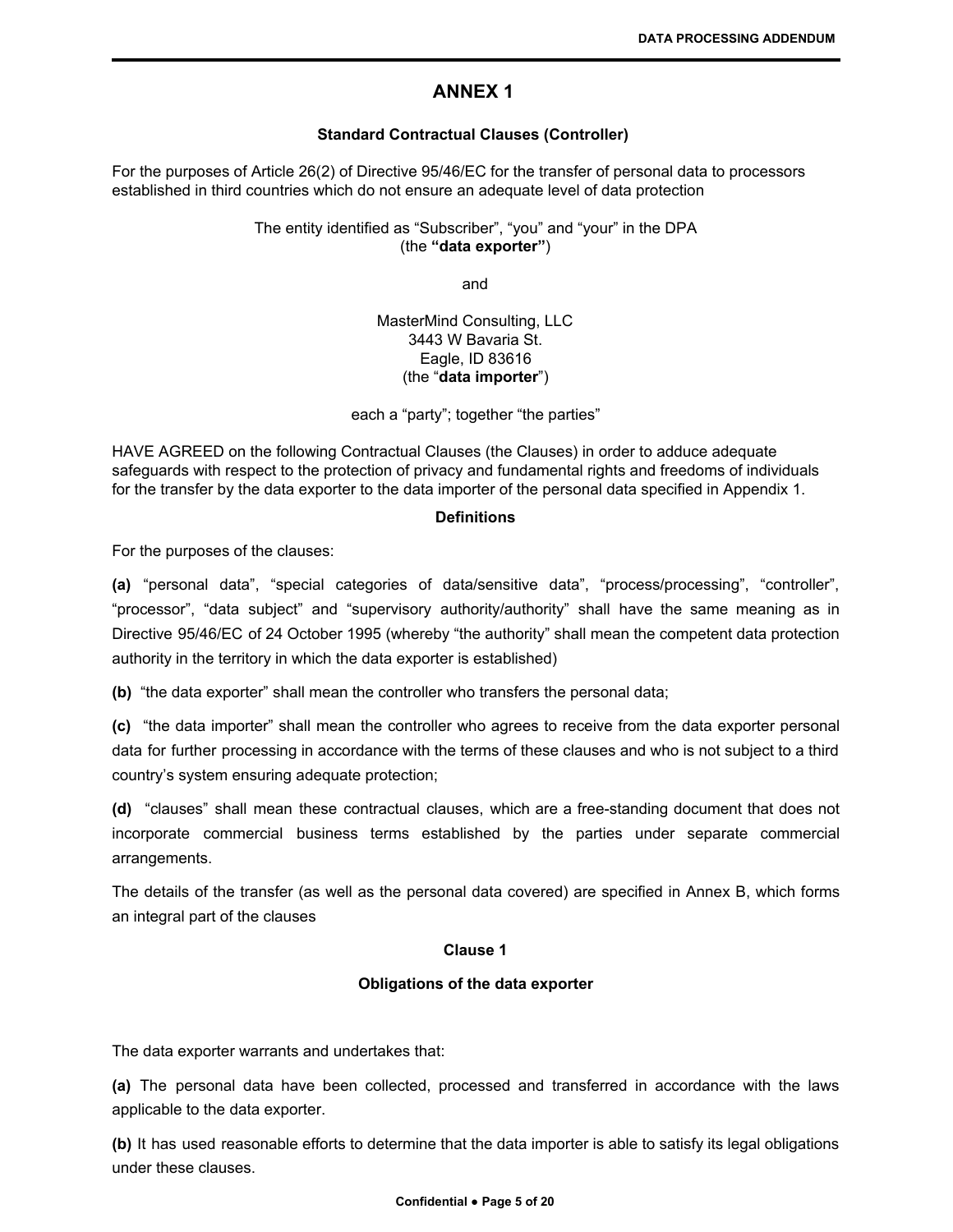# ANNEX 1

**Standard Contractual Clauses (Controller)**

For the purposes of Article 26(2) of Directive 95/46/EC for the transfer of personal data to processors established in third countries which do not ensure an adequate level of data protection

The entity identified as "Subscriber", "you" and "your" in the DPA
(the **"data exporter"**)

and

MasterMind Consulting, LLC
3443 W Bavaria St.
Eagle, ID 83616
(the "**data importer**")

each a "party"; together "the parties"

HAVE AGREED on the following Contractual Clauses (the Clauses) in order to adduce adequate safeguards with respect to the protection of privacy and fundamental rights and freedoms of individuals for the transfer by the data exporter to the data importer of the personal data specified in Appendix 1.

**Definitions**

For the purposes of the clauses:

**(a)** "personal data", "special categories of data/sensitive data", "process/processing", "controller", "processor", "data subject" and "supervisory authority/authority" shall have the same meaning as in Directive 95/46/EC of 24 October 1995 (whereby "the authority" shall mean the competent data protection authority in the territory in which the data exporter is established)

**(b)** "the data exporter" shall mean the controller who transfers the personal data;

**(c)** "the data importer" shall mean the controller who agrees to receive from the data exporter personal data for further processing in accordance with the terms of these clauses and who is not subject to a third country's system ensuring adequate protection;

**(d)** "clauses" shall mean these contractual clauses, which are a free-standing document that does not incorporate commercial business terms established by the parties under separate commercial arrangements.

The details of the transfer (as well as the personal data covered) are specified in Annex B, which forms an integral part of the clauses

**Clause 1**

**Obligations of the data exporter**

The data exporter warrants and undertakes that:

**(a)** The personal data have been collected, processed and transferred in accordance with the laws applicable to the data exporter.

**(b)** It has used reasonable efforts to determine that the data importer is able to satisfy its legal obligations under these clauses.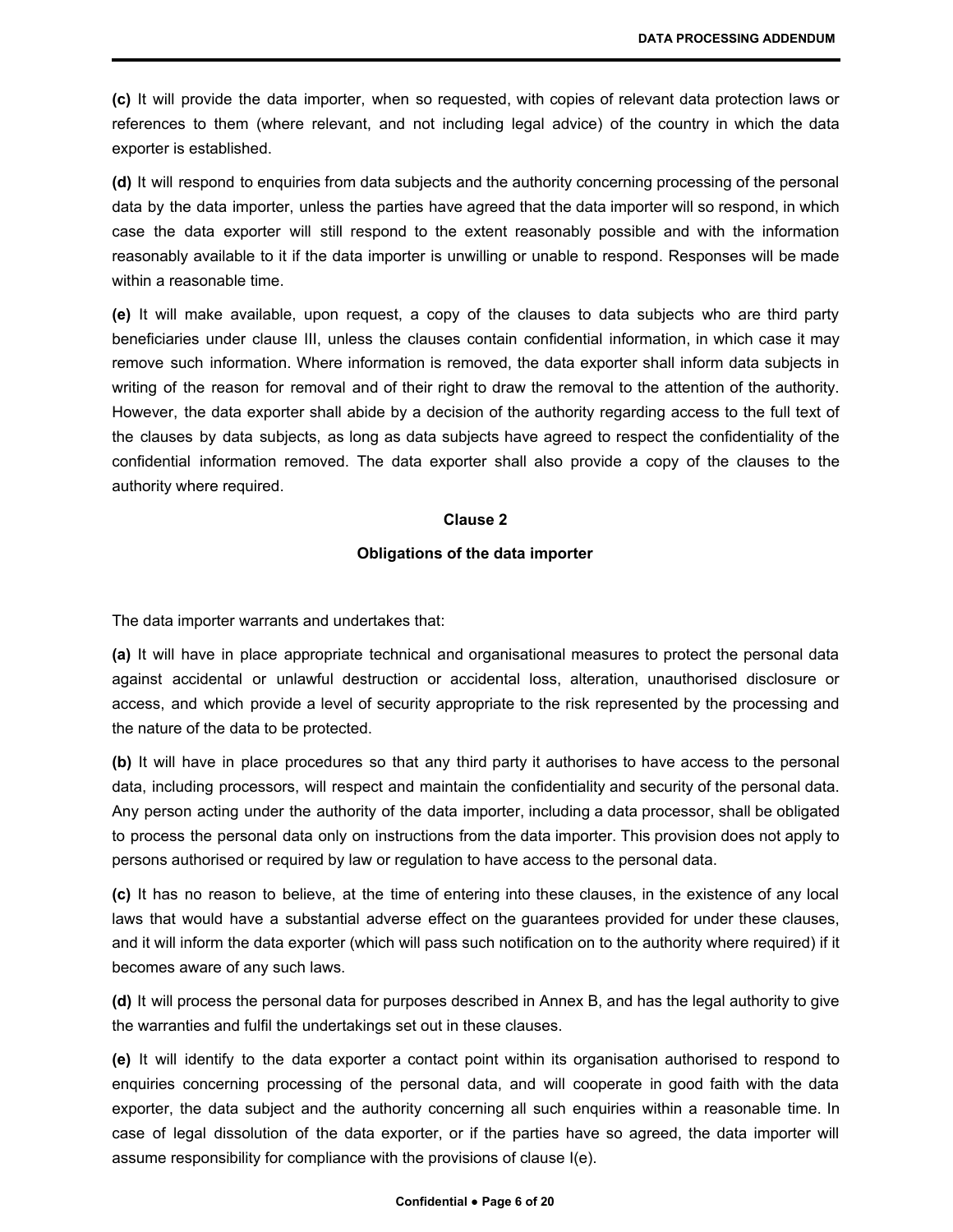**(c)** It will provide the data importer, when so requested, with copies of relevant data protection laws or references to them (where relevant, and not including legal advice) of the country in which the data exporter is established.

**(d)** It will respond to enquiries from data subjects and the authority concerning processing of the personal data by the data importer, unless the parties have agreed that the data importer will so respond, in which case the data exporter will still respond to the extent reasonably possible and with the information reasonably available to it if the data importer is unwilling or unable to respond. Responses will be made within a reasonable time.

**(e)** It will make available, upon request, a copy of the clauses to data subjects who are third party beneficiaries under clause III, unless the clauses contain confidential information, in which case it may remove such information. Where information is removed, the data exporter shall inform data subjects in writing of the reason for removal and of their right to draw the removal to the attention of the authority. However, the data exporter shall abide by a decision of the authority regarding access to the full text of the clauses by data subjects, as long as data subjects have agreed to respect the confidentiality of the confidential information removed. The data exporter shall also provide a copy of the clauses to the authority where required.

## Clause 2

### Obligations of the data importer

The data importer warrants and undertakes that:

**(a)** It will have in place appropriate technical and organisational measures to protect the personal data against accidental or unlawful destruction or accidental loss, alteration, unauthorised disclosure or access, and which provide a level of security appropriate to the risk represented by the processing and the nature of the data to be protected.

**(b)** It will have in place procedures so that any third party it authorises to have access to the personal data, including processors, will respect and maintain the confidentiality and security of the personal data. Any person acting under the authority of the data importer, including a data processor, shall be obligated to process the personal data only on instructions from the data importer. This provision does not apply to persons authorised or required by law or regulation to have access to the personal data.

**(c)** It has no reason to believe, at the time of entering into these clauses, in the existence of any local laws that would have a substantial adverse effect on the guarantees provided for under these clauses, and it will inform the data exporter (which will pass such notification on to the authority where required) if it becomes aware of any such laws.

**(d)** It will process the personal data for purposes described in Annex B, and has the legal authority to give the warranties and fulfil the undertakings set out in these clauses.

**(e)** It will identify to the data exporter a contact point within its organisation authorised to respond to enquiries concerning processing of the personal data, and will cooperate in good faith with the data exporter, the data subject and the authority concerning all such enquiries within a reasonable time. In case of legal dissolution of the data exporter, or if the parties have so agreed, the data importer will assume responsibility for compliance with the provisions of clause I(e).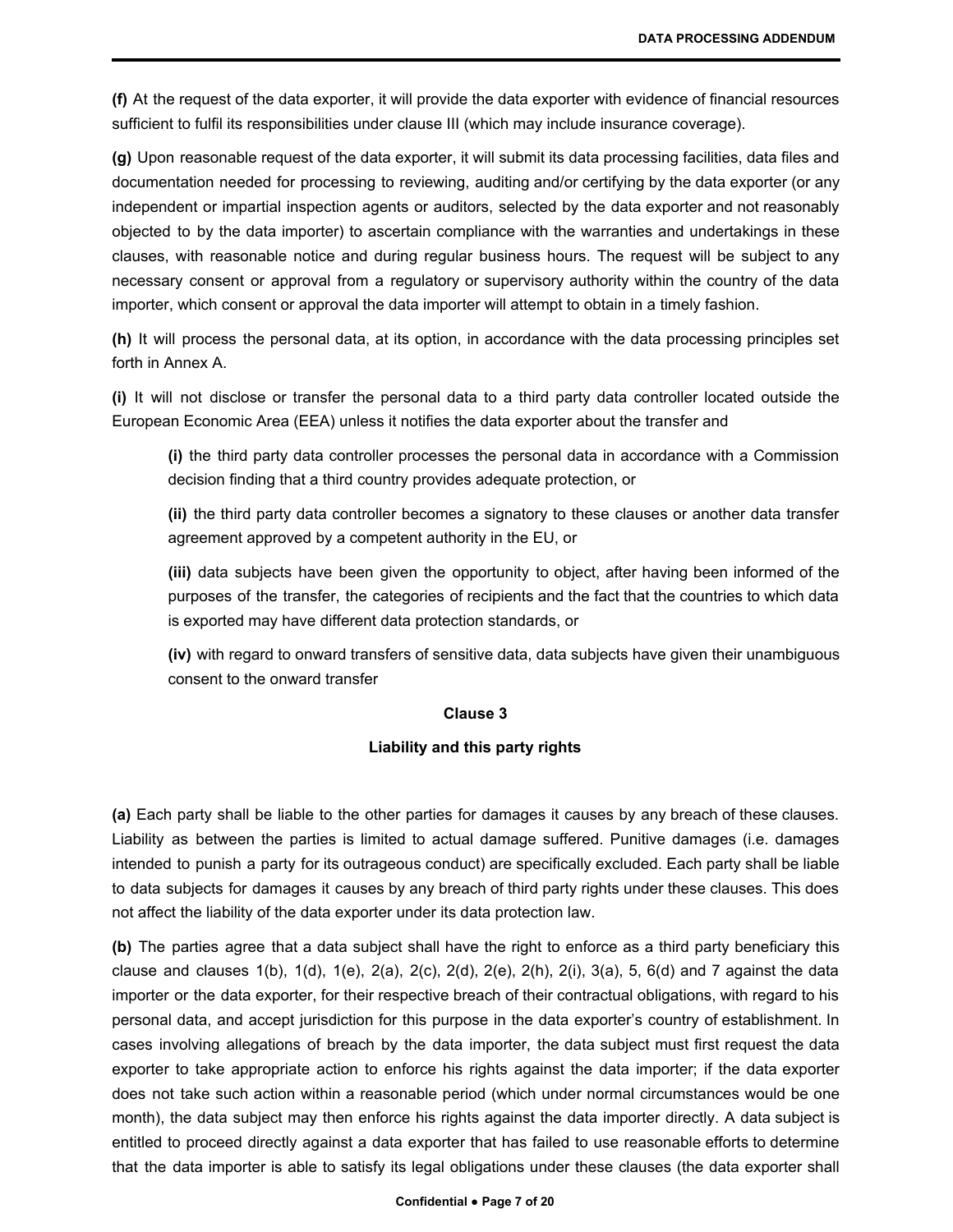**(f)** At the request of the data exporter, it will provide the data exporter with evidence of financial resources sufficient to fulfil its responsibilities under clause III (which may include insurance coverage).

**(g)** Upon reasonable request of the data exporter, it will submit its data processing facilities, data files and documentation needed for processing to reviewing, auditing and/or certifying by the data exporter (or any independent or impartial inspection agents or auditors, selected by the data exporter and not reasonably objected to by the data importer) to ascertain compliance with the warranties and undertakings in these clauses, with reasonable notice and during regular business hours. The request will be subject to any necessary consent or approval from a regulatory or supervisory authority within the country of the data importer, which consent or approval the data importer will attempt to obtain in a timely fashion.

**(h)** It will process the personal data, at its option, in accordance with the data processing principles set forth in Annex A.

**(i)** It will not disclose or transfer the personal data to a third party data controller located outside the European Economic Area (EEA) unless it notifies the data exporter about the transfer and

> **(i)** the third party data controller processes the personal data in accordance with a Commission decision finding that a third country provides adequate protection, or
>
> **(ii)** the third party data controller becomes a signatory to these clauses or another data transfer agreement approved by a competent authority in the EU, or
>
> **(iii)** data subjects have been given the opportunity to object, after having been informed of the purposes of the transfer, the categories of recipients and the fact that the countries to which data is exported may have different data protection standards, or
>
> **(iv)** with regard to onward transfers of sensitive data, data subjects have given their unambiguous consent to the onward transfer

## Clause 3

### Liability and this party rights

**(a)** Each party shall be liable to the other parties for damages it causes by any breach of these clauses. Liability as between the parties is limited to actual damage suffered. Punitive damages (i.e. damages intended to punish a party for its outrageous conduct) are specifically excluded. Each party shall be liable to data subjects for damages it causes by any breach of third party rights under these clauses. This does not affect the liability of the data exporter under its data protection law.

**(b)** The parties agree that a data subject shall have the right to enforce as a third party beneficiary this clause and clauses 1(b), 1(d), 1(e), 2(a), 2(c), 2(d), 2(e), 2(h), 2(i), 3(a), 5, 6(d) and 7 against the data importer or the data exporter, for their respective breach of their contractual obligations, with regard to his personal data, and accept jurisdiction for this purpose in the data exporter's country of establishment. In cases involving allegations of breach by the data importer, the data subject must first request the data exporter to take appropriate action to enforce his rights against the data importer; if the data exporter does not take such action within a reasonable period (which under normal circumstances would be one month), the data subject may then enforce his rights against the data importer directly. A data subject is entitled to proceed directly against a data exporter that has failed to use reasonable efforts to determine that the data importer is able to satisfy its legal obligations under these clauses (the data exporter shall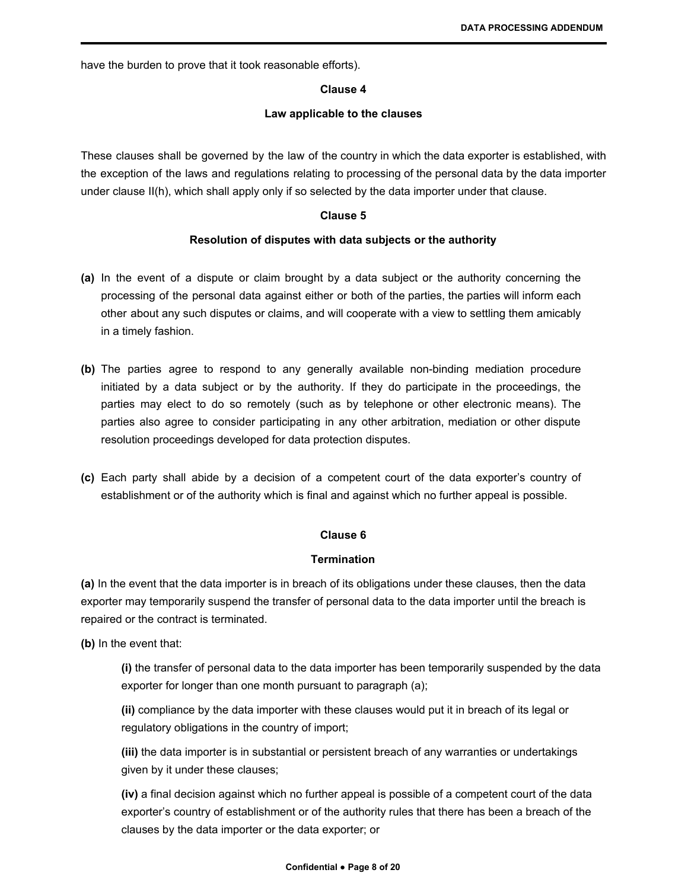have the burden to prove that it took reasonable efforts).

**Clause 4**

**Law applicable to the clauses**

These clauses shall be governed by the law of the country in which the data exporter is established, with the exception of the laws and regulations relating to processing of the personal data by the data importer under clause II(h), which shall apply only if so selected by the data importer under that clause.

**Clause 5**

**Resolution of disputes with data subjects or the authority**

**(a)** In the event of a dispute or claim brought by a data subject or the authority concerning the processing of the personal data against either or both of the parties, the parties will inform each other about any such disputes or claims, and will cooperate with a view to settling them amicably in a timely fashion.

**(b)** The parties agree to respond to any generally available non-binding mediation procedure initiated by a data subject or by the authority. If they do participate in the proceedings, the parties may elect to do so remotely (such as by telephone or other electronic means). The parties also agree to consider participating in any other arbitration, mediation or other dispute resolution proceedings developed for data protection disputes.

**(c)** Each party shall abide by a decision of a competent court of the data exporter's country of establishment or of the authority which is final and against which no further appeal is possible.

**Clause 6**

**Termination**

**(a)** In the event that the data importer is in breach of its obligations under these clauses, then the data exporter may temporarily suspend the transfer of personal data to the data importer until the breach is repaired or the contract is terminated.

**(b)** In the event that:

> **(i)** the transfer of personal data to the data importer has been temporarily suspended by the data exporter for longer than one month pursuant to paragraph (a);
>
> **(ii)** compliance by the data importer with these clauses would put it in breach of its legal or regulatory obligations in the country of import;
>
> **(iii)** the data importer is in substantial or persistent breach of any warranties or undertakings given by it under these clauses;
>
> **(iv)** a final decision against which no further appeal is possible of a competent court of the data exporter's country of establishment or of the authority rules that there has been a breach of the clauses by the data importer or the data exporter; or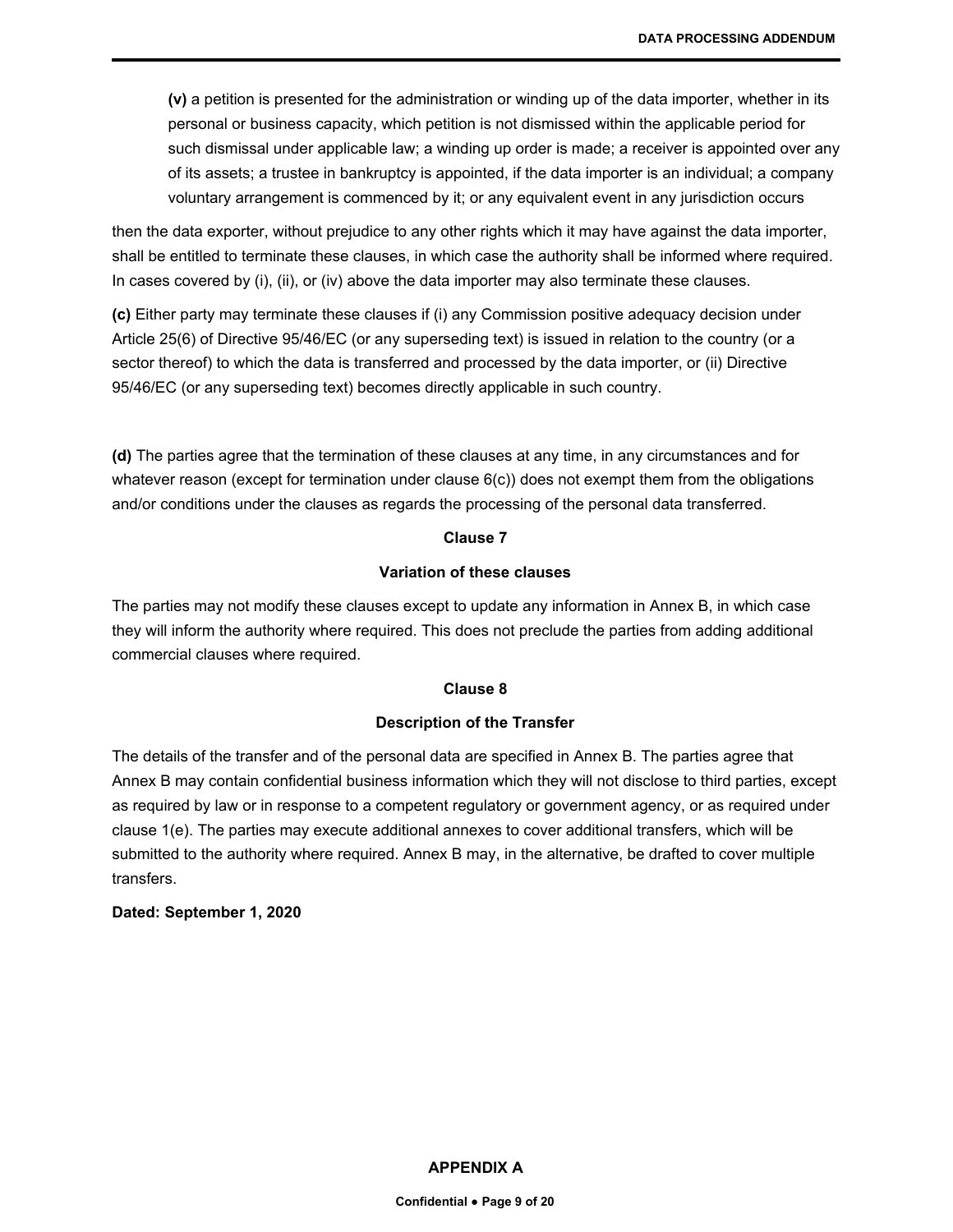**(v)** a petition is presented for the administration or winding up of the data importer, whether in its personal or business capacity, which petition is not dismissed within the applicable period for such dismissal under applicable law; a winding up order is made; a receiver is appointed over any of its assets; a trustee in bankruptcy is appointed, if the data importer is an individual; a company voluntary arrangement is commenced by it; or any equivalent event in any jurisdiction occurs

then the data exporter, without prejudice to any other rights which it may have against the data importer, shall be entitled to terminate these clauses, in which case the authority shall be informed where required. In cases covered by (i), (ii), or (iv) above the data importer may also terminate these clauses.

**(c)** Either party may terminate these clauses if (i) any Commission positive adequacy decision under Article 25(6) of Directive 95/46/EC (or any superseding text) is issued in relation to the country (or a sector thereof) to which the data is transferred and processed by the data importer, or (ii) Directive 95/46/EC (or any superseding text) becomes directly applicable in such country.

**(d)** The parties agree that the termination of these clauses at any time, in any circumstances and for whatever reason (except for termination under clause 6(c)) does not exempt them from the obligations and/or conditions under the clauses as regards the processing of the personal data transferred.

**Clause 7**

**Variation of these clauses**

The parties may not modify these clauses except to update any information in Annex B, in which case they will inform the authority where required. This does not preclude the parties from adding additional commercial clauses where required.

**Clause 8**

**Description of the Transfer**

The details of the transfer and of the personal data are specified in Annex B. The parties agree that Annex B may contain confidential business information which they will not disclose to third parties, except as required by law or in response to a competent regulatory or government agency, or as required under clause 1(e). The parties may execute additional annexes to cover additional transfers, which will be submitted to the authority where required. Annex B may, in the alternative, be drafted to cover multiple transfers.

**Dated: September 1, 2020**

**APPENDIX A**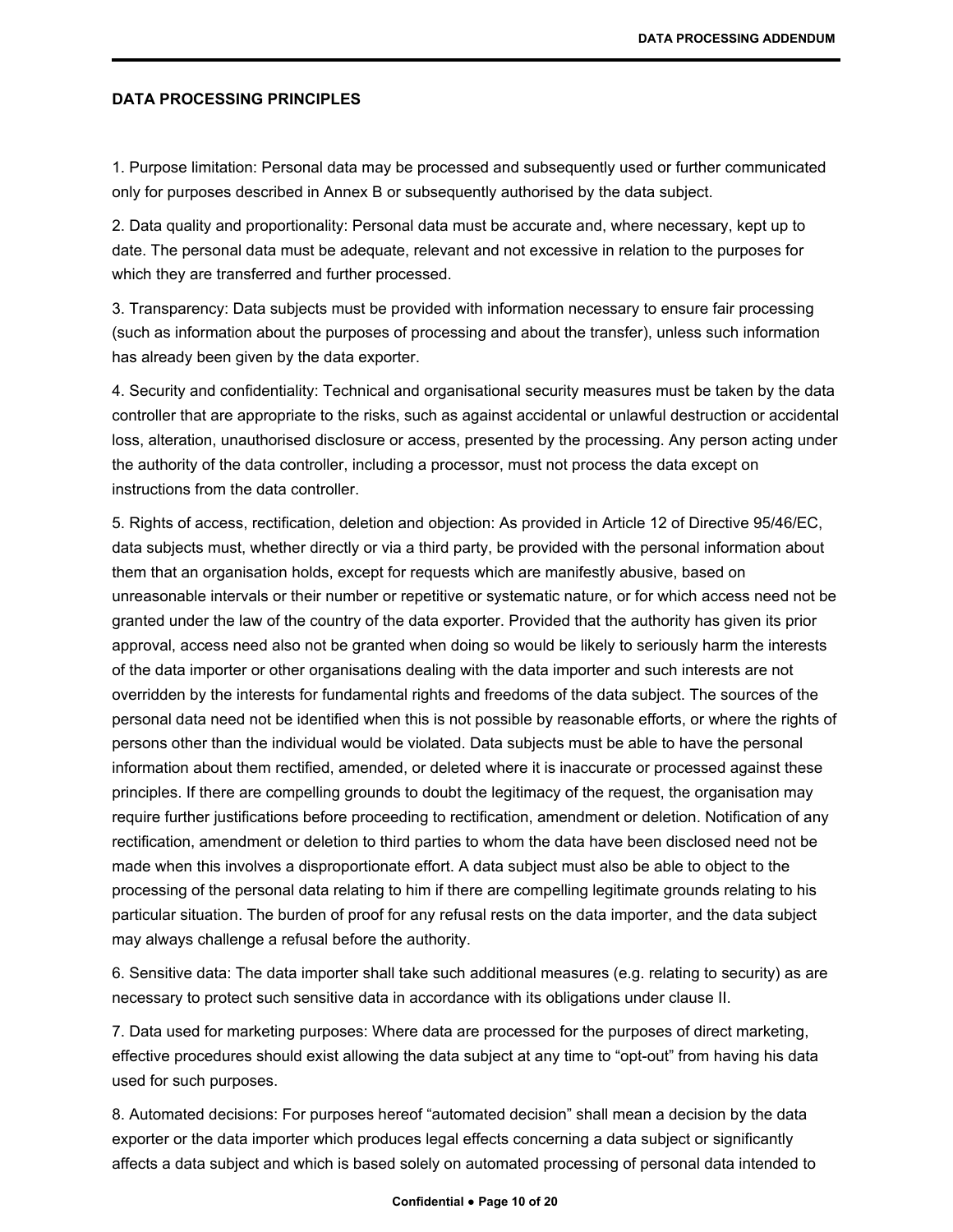## DATA PROCESSING PRINCIPLES

1. Purpose limitation: Personal data may be processed and subsequently used or further communicated only for purposes described in Annex B or subsequently authorised by the data subject.

2. Data quality and proportionality: Personal data must be accurate and, where necessary, kept up to date. The personal data must be adequate, relevant and not excessive in relation to the purposes for which they are transferred and further processed.

3. Transparency: Data subjects must be provided with information necessary to ensure fair processing (such as information about the purposes of processing and about the transfer), unless such information has already been given by the data exporter.

4. Security and confidentiality: Technical and organisational security measures must be taken by the data controller that are appropriate to the risks, such as against accidental or unlawful destruction or accidental loss, alteration, unauthorised disclosure or access, presented by the processing. Any person acting under the authority of the data controller, including a processor, must not process the data except on instructions from the data controller.

5. Rights of access, rectification, deletion and objection: As provided in Article 12 of Directive 95/46/EC, data subjects must, whether directly or via a third party, be provided with the personal information about them that an organisation holds, except for requests which are manifestly abusive, based on unreasonable intervals or their number or repetitive or systematic nature, or for which access need not be granted under the law of the country of the data exporter. Provided that the authority has given its prior approval, access need also not be granted when doing so would be likely to seriously harm the interests of the data importer or other organisations dealing with the data importer and such interests are not overridden by the interests for fundamental rights and freedoms of the data subject. The sources of the personal data need not be identified when this is not possible by reasonable efforts, or where the rights of persons other than the individual would be violated. Data subjects must be able to have the personal information about them rectified, amended, or deleted where it is inaccurate or processed against these principles. If there are compelling grounds to doubt the legitimacy of the request, the organisation may require further justifications before proceeding to rectification, amendment or deletion. Notification of any rectification, amendment or deletion to third parties to whom the data have been disclosed need not be made when this involves a disproportionate effort. A data subject must also be able to object to the processing of the personal data relating to him if there are compelling legitimate grounds relating to his particular situation. The burden of proof for any refusal rests on the data importer, and the data subject may always challenge a refusal before the authority.

6. Sensitive data: The data importer shall take such additional measures (e.g. relating to security) as are necessary to protect such sensitive data in accordance with its obligations under clause II.

7. Data used for marketing purposes: Where data are processed for the purposes of direct marketing, effective procedures should exist allowing the data subject at any time to "opt-out" from having his data used for such purposes.

8. Automated decisions: For purposes hereof "automated decision" shall mean a decision by the data exporter or the data importer which produces legal effects concerning a data subject or significantly affects a data subject and which is based solely on automated processing of personal data intended to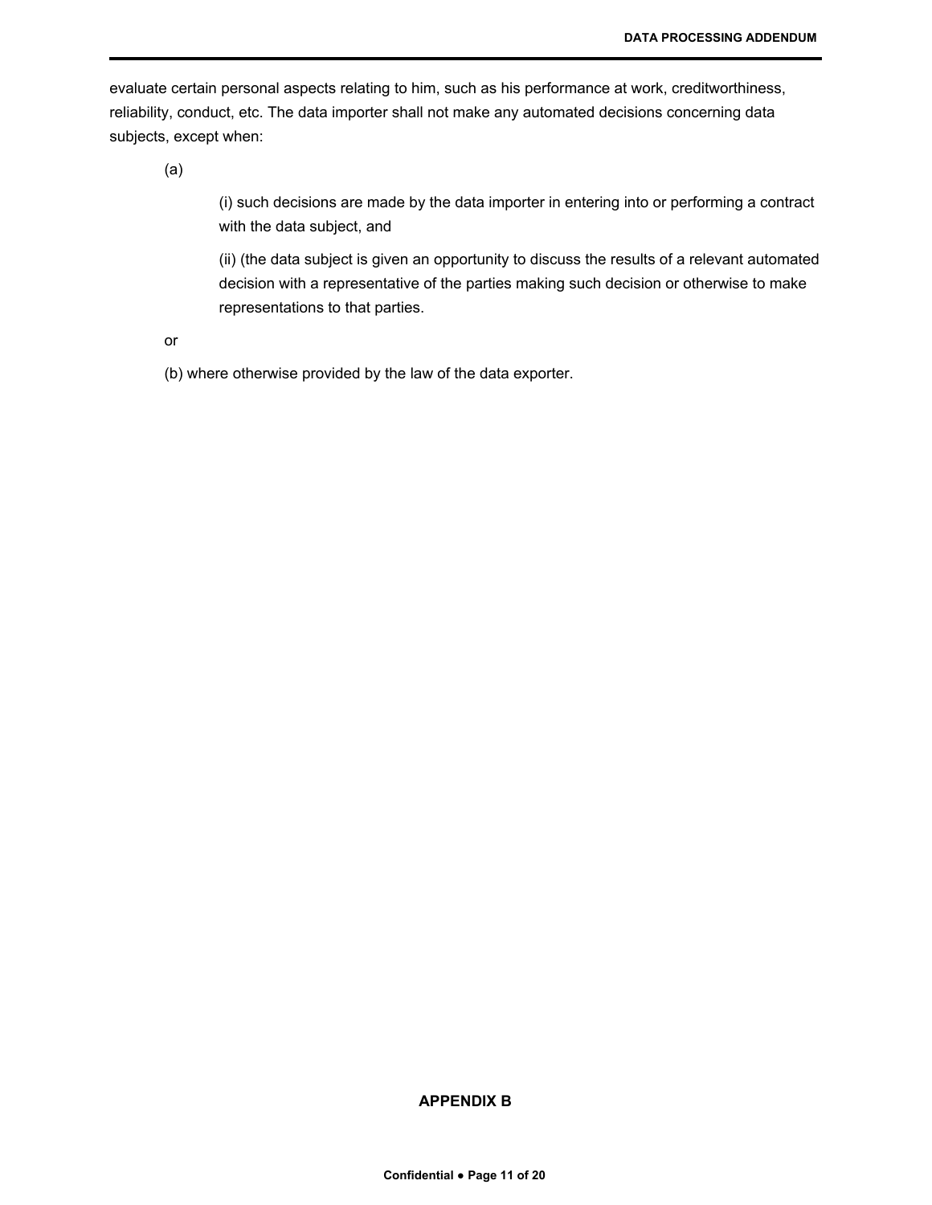evaluate certain personal aspects relating to him, such as his performance at work, creditworthiness, reliability, conduct, etc. The data importer shall not make any automated decisions concerning data subjects, except when:

(a)

(i) such decisions are made by the data importer in entering into or performing a contract with the data subject, and

(ii) (the data subject is given an opportunity to discuss the results of a relevant automated decision with a representative of the parties making such decision or otherwise to make representations to that parties.

or

(b) where otherwise provided by the law of the data exporter.

## APPENDIX B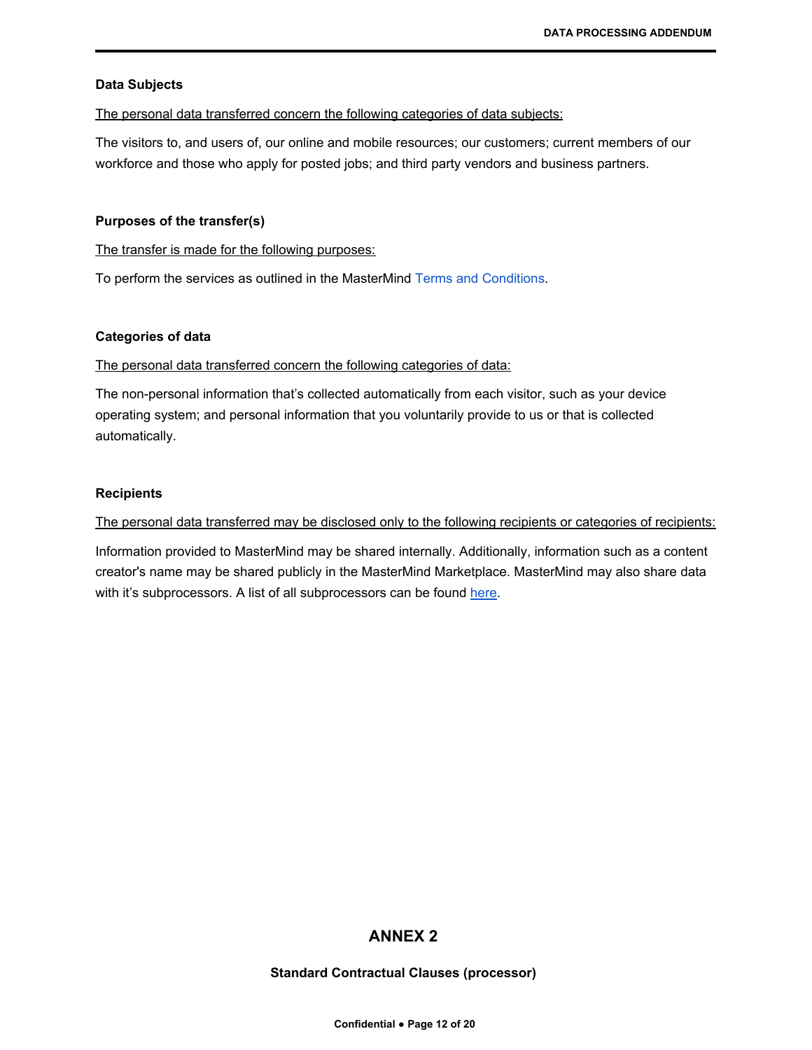**Data Subjects**

The personal data transferred concern the following categories of data subjects:

The visitors to, and users of, our online and mobile resources; our customers; current members of our workforce and those who apply for posted jobs; and third party vendors and business partners.

**Purposes of the transfer(s)**

The transfer is made for the following purposes:

To perform the services as outlined in the MasterMind Terms and Conditions.

**Categories of data**

The personal data transferred concern the following categories of data:

The non-personal information that's collected automatically from each visitor, such as your device operating system; and personal information that you voluntarily provide to us or that is collected automatically.

**Recipients**

The personal data transferred may be disclosed only to the following recipients or categories of recipients:

Information provided to MasterMind may be shared internally. Additionally, information such as a content creator's name may be shared publicly in the MasterMind Marketplace. MasterMind may also share data with it's subprocessors. A list of all subprocessors can be found here.

## ANNEX 2

**Standard Contractual Clauses (processor)**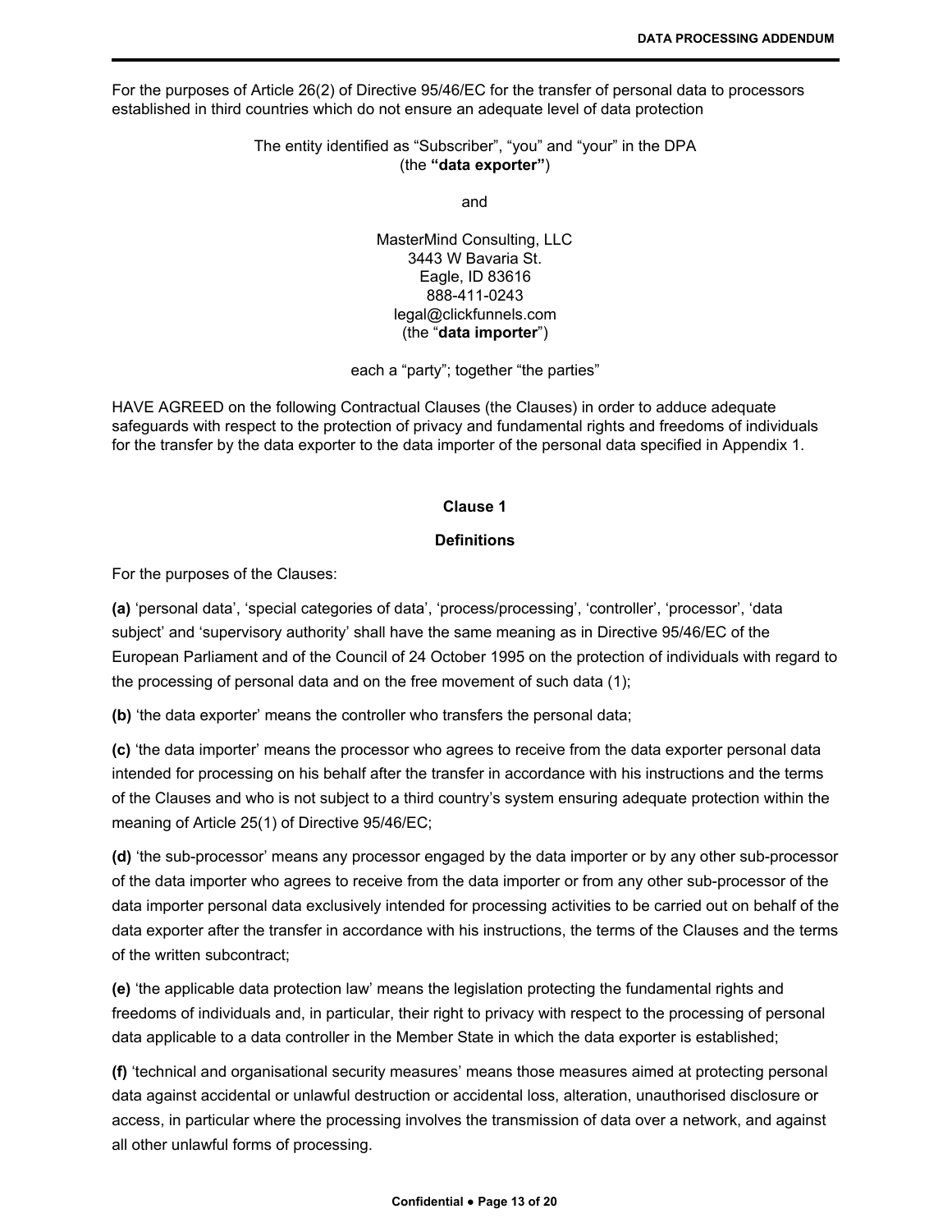For the purposes of Article 26(2) of Directive 95/46/EC for the transfer of personal data to processors established in third countries which do not ensure an adequate level of data protection

The entity identified as "Subscriber", "you" and "your" in the DPA
(the **"data exporter"**)

and

MasterMind Consulting, LLC
3443 W Bavaria St.
Eagle, ID 83616
888-411-0243
legal@clickfunnels.com
(the "**data importer**")

each a "party"; together "the parties"

HAVE AGREED on the following Contractual Clauses (the Clauses) in order to adduce adequate safeguards with respect to the protection of privacy and fundamental rights and freedoms of individuals for the transfer by the data exporter to the data importer of the personal data specified in Appendix 1.

## Clause 1

## Definitions

For the purposes of the Clauses:

**(a)** 'personal data', 'special categories of data', 'process/processing', 'controller', 'processor', 'data subject' and 'supervisory authority' shall have the same meaning as in Directive 95/46/EC of the European Parliament and of the Council of 24 October 1995 on the protection of individuals with regard to the processing of personal data and on the free movement of such data (1);

**(b)** 'the data exporter' means the controller who transfers the personal data;

**(c)** 'the data importer' means the processor who agrees to receive from the data exporter personal data intended for processing on his behalf after the transfer in accordance with his instructions and the terms of the Clauses and who is not subject to a third country's system ensuring adequate protection within the meaning of Article 25(1) of Directive 95/46/EC;

**(d)** 'the sub-processor' means any processor engaged by the data importer or by any other sub-processor of the data importer who agrees to receive from the data importer or from any other sub-processor of the data importer personal data exclusively intended for processing activities to be carried out on behalf of the data exporter after the transfer in accordance with his instructions, the terms of the Clauses and the terms of the written subcontract;

**(e)** 'the applicable data protection law' means the legislation protecting the fundamental rights and freedoms of individuals and, in particular, their right to privacy with respect to the processing of personal data applicable to a data controller in the Member State in which the data exporter is established;

**(f)** 'technical and organisational security measures' means those measures aimed at protecting personal data against accidental or unlawful destruction or accidental loss, alteration, unauthorised disclosure or access, in particular where the processing involves the transmission of data over a network, and against all other unlawful forms of processing.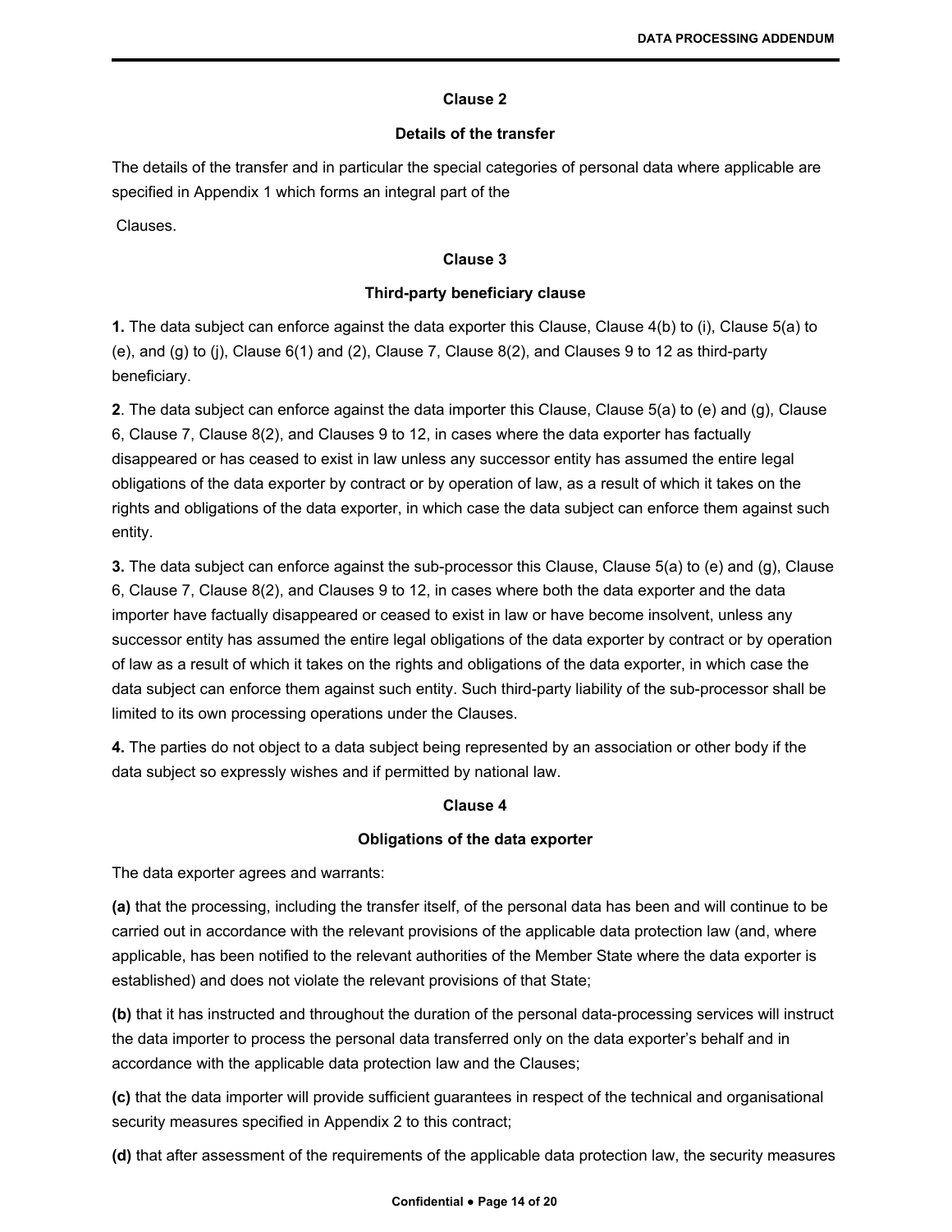## Clause 2

### Details of the transfer

The details of the transfer and in particular the special categories of personal data where applicable are specified in Appendix 1 which forms an integral part of the

Clauses.

## Clause 3

### Third-party beneficiary clause

**1.** The data subject can enforce against the data exporter this Clause, Clause 4(b) to (i), Clause 5(a) to (e), and (g) to (j), Clause 6(1) and (2), Clause 7, Clause 8(2), and Clauses 9 to 12 as third-party beneficiary.

**2**. The data subject can enforce against the data importer this Clause, Clause 5(a) to (e) and (g), Clause 6, Clause 7, Clause 8(2), and Clauses 9 to 12, in cases where the data exporter has factually disappeared or has ceased to exist in law unless any successor entity has assumed the entire legal obligations of the data exporter by contract or by operation of law, as a result of which it takes on the rights and obligations of the data exporter, in which case the data subject can enforce them against such entity.

**3.** The data subject can enforce against the sub-processor this Clause, Clause 5(a) to (e) and (g), Clause 6, Clause 7, Clause 8(2), and Clauses 9 to 12, in cases where both the data exporter and the data importer have factually disappeared or ceased to exist in law or have become insolvent, unless any successor entity has assumed the entire legal obligations of the data exporter by contract or by operation of law as a result of which it takes on the rights and obligations of the data exporter, in which case the data subject can enforce them against such entity. Such third-party liability of the sub-processor shall be limited to its own processing operations under the Clauses.

**4.** The parties do not object to a data subject being represented by an association or other body if the data subject so expressly wishes and if permitted by national law.

## Clause 4

### Obligations of the data exporter

The data exporter agrees and warrants:

**(a)** that the processing, including the transfer itself, of the personal data has been and will continue to be carried out in accordance with the relevant provisions of the applicable data protection law (and, where applicable, has been notified to the relevant authorities of the Member State where the data exporter is established) and does not violate the relevant provisions of that State;

**(b)** that it has instructed and throughout the duration of the personal data-processing services will instruct the data importer to process the personal data transferred only on the data exporter's behalf and in accordance with the applicable data protection law and the Clauses;

**(c)** that the data importer will provide sufficient guarantees in respect of the technical and organisational security measures specified in Appendix 2 to this contract;

**(d)** that after assessment of the requirements of the applicable data protection law, the security measures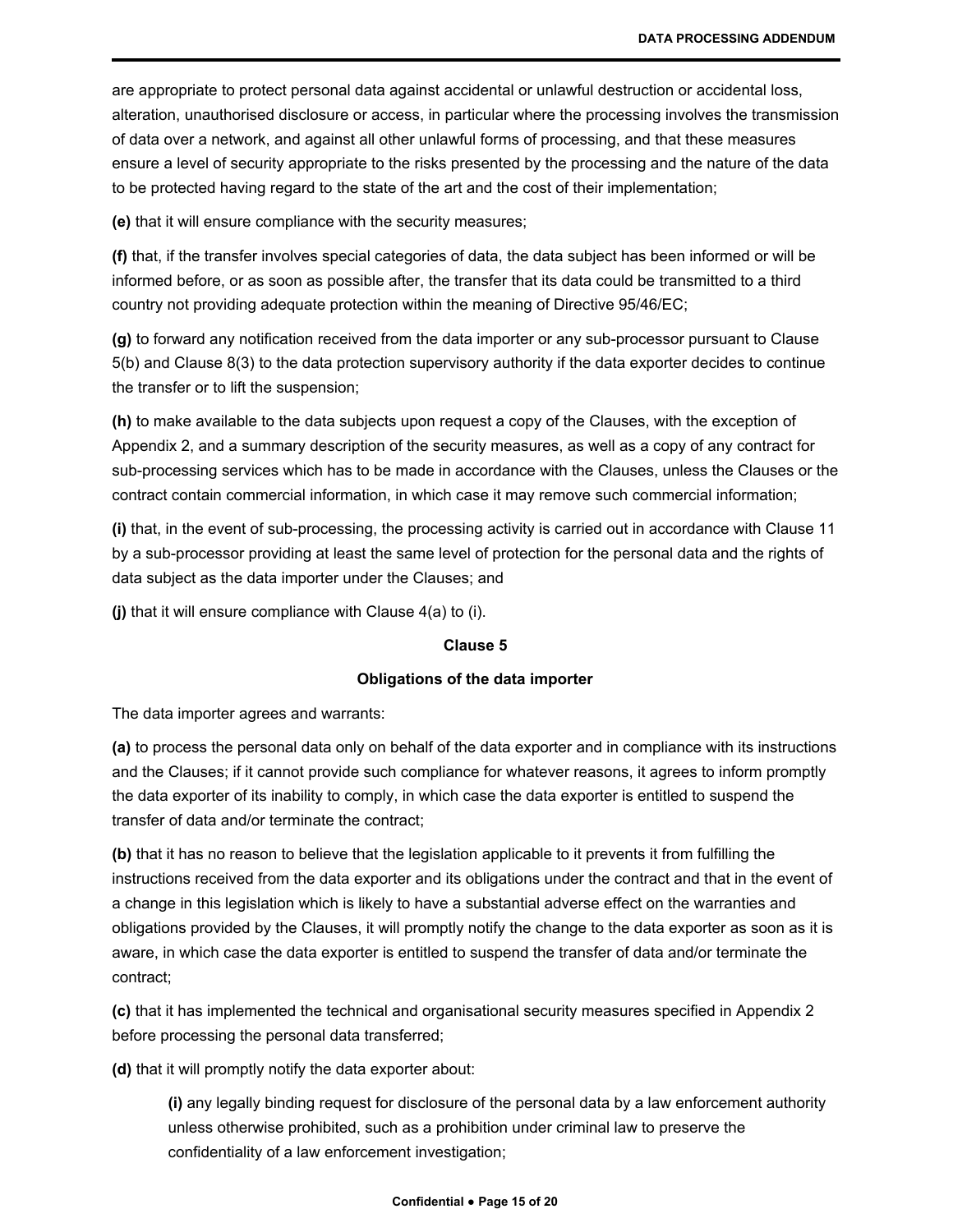are appropriate to protect personal data against accidental or unlawful destruction or accidental loss, alteration, unauthorised disclosure or access, in particular where the processing involves the transmission of data over a network, and against all other unlawful forms of processing, and that these measures ensure a level of security appropriate to the risks presented by the processing and the nature of the data to be protected having regard to the state of the art and the cost of their implementation;

**(e)** that it will ensure compliance with the security measures;

**(f)** that, if the transfer involves special categories of data, the data subject has been informed or will be informed before, or as soon as possible after, the transfer that its data could be transmitted to a third country not providing adequate protection within the meaning of Directive 95/46/EC;

**(g)** to forward any notification received from the data importer or any sub-processor pursuant to Clause 5(b) and Clause 8(3) to the data protection supervisory authority if the data exporter decides to continue the transfer or to lift the suspension;

**(h)** to make available to the data subjects upon request a copy of the Clauses, with the exception of Appendix 2, and a summary description of the security measures, as well as a copy of any contract for sub-processing services which has to be made in accordance with the Clauses, unless the Clauses or the contract contain commercial information, in which case it may remove such commercial information;

**(i)** that, in the event of sub-processing, the processing activity is carried out in accordance with Clause 11 by a sub-processor providing at least the same level of protection for the personal data and the rights of data subject as the data importer under the Clauses; and

**(j)** that it will ensure compliance with Clause 4(a) to (i).

**Clause 5**

**Obligations of the data importer**

The data importer agrees and warrants:

**(a)** to process the personal data only on behalf of the data exporter and in compliance with its instructions and the Clauses; if it cannot provide such compliance for whatever reasons, it agrees to inform promptly the data exporter of its inability to comply, in which case the data exporter is entitled to suspend the transfer of data and/or terminate the contract;

**(b)** that it has no reason to believe that the legislation applicable to it prevents it from fulfilling the instructions received from the data exporter and its obligations under the contract and that in the event of a change in this legislation which is likely to have a substantial adverse effect on the warranties and obligations provided by the Clauses, it will promptly notify the change to the data exporter as soon as it is aware, in which case the data exporter is entitled to suspend the transfer of data and/or terminate the contract;

**(c)** that it has implemented the technical and organisational security measures specified in Appendix 2 before processing the personal data transferred;

**(d)** that it will promptly notify the data exporter about:

> **(i)** any legally binding request for disclosure of the personal data by a law enforcement authority unless otherwise prohibited, such as a prohibition under criminal law to preserve the confidentiality of a law enforcement investigation;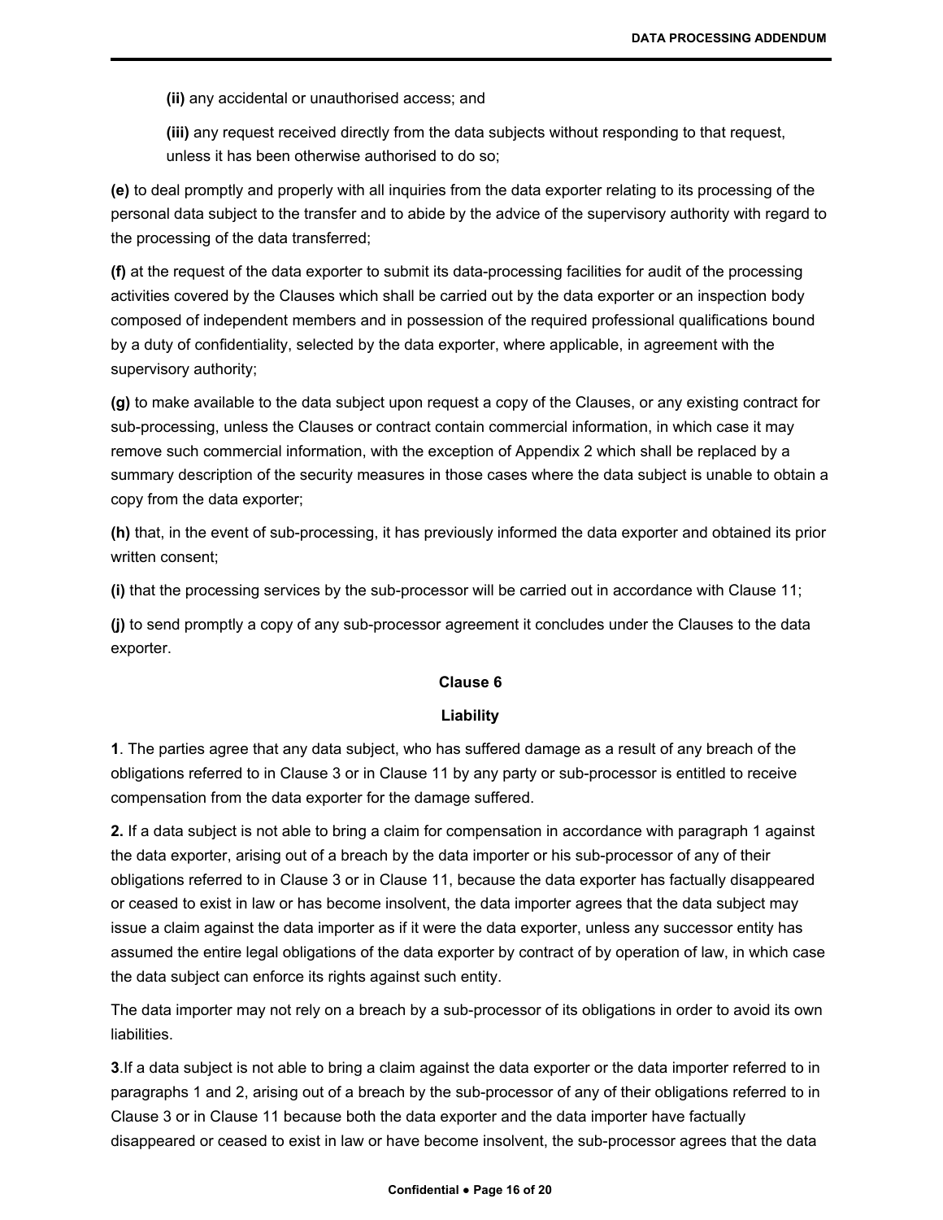**(ii)** any accidental or unauthorised access; and

**(iii)** any request received directly from the data subjects without responding to that request, unless it has been otherwise authorised to do so;

**(e)** to deal promptly and properly with all inquiries from the data exporter relating to its processing of the personal data subject to the transfer and to abide by the advice of the supervisory authority with regard to the processing of the data transferred;

**(f)** at the request of the data exporter to submit its data-processing facilities for audit of the processing activities covered by the Clauses which shall be carried out by the data exporter or an inspection body composed of independent members and in possession of the required professional qualifications bound by a duty of confidentiality, selected by the data exporter, where applicable, in agreement with the supervisory authority;

**(g)** to make available to the data subject upon request a copy of the Clauses, or any existing contract for sub-processing, unless the Clauses or contract contain commercial information, in which case it may remove such commercial information, with the exception of Appendix 2 which shall be replaced by a summary description of the security measures in those cases where the data subject is unable to obtain a copy from the data exporter;

**(h)** that, in the event of sub-processing, it has previously informed the data exporter and obtained its prior written consent;

**(i)** that the processing services by the sub-processor will be carried out in accordance with Clause 11;

**(j)** to send promptly a copy of any sub-processor agreement it concludes under the Clauses to the data exporter.

**Clause 6**

**Liability**

**1**. The parties agree that any data subject, who has suffered damage as a result of any breach of the obligations referred to in Clause 3 or in Clause 11 by any party or sub-processor is entitled to receive compensation from the data exporter for the damage suffered.

**2.** If a data subject is not able to bring a claim for compensation in accordance with paragraph 1 against the data exporter, arising out of a breach by the data importer or his sub-processor of any of their obligations referred to in Clause 3 or in Clause 11, because the data exporter has factually disappeared or ceased to exist in law or has become insolvent, the data importer agrees that the data subject may issue a claim against the data importer as if it were the data exporter, unless any successor entity has assumed the entire legal obligations of the data exporter by contract of by operation of law, in which case the data subject can enforce its rights against such entity.

The data importer may not rely on a breach by a sub-processor of its obligations in order to avoid its own liabilities.

**3**.If a data subject is not able to bring a claim against the data exporter or the data importer referred to in paragraphs 1 and 2, arising out of a breach by the sub-processor of any of their obligations referred to in Clause 3 or in Clause 11 because both the data exporter and the data importer have factually disappeared or ceased to exist in law or have become insolvent, the sub-processor agrees that the data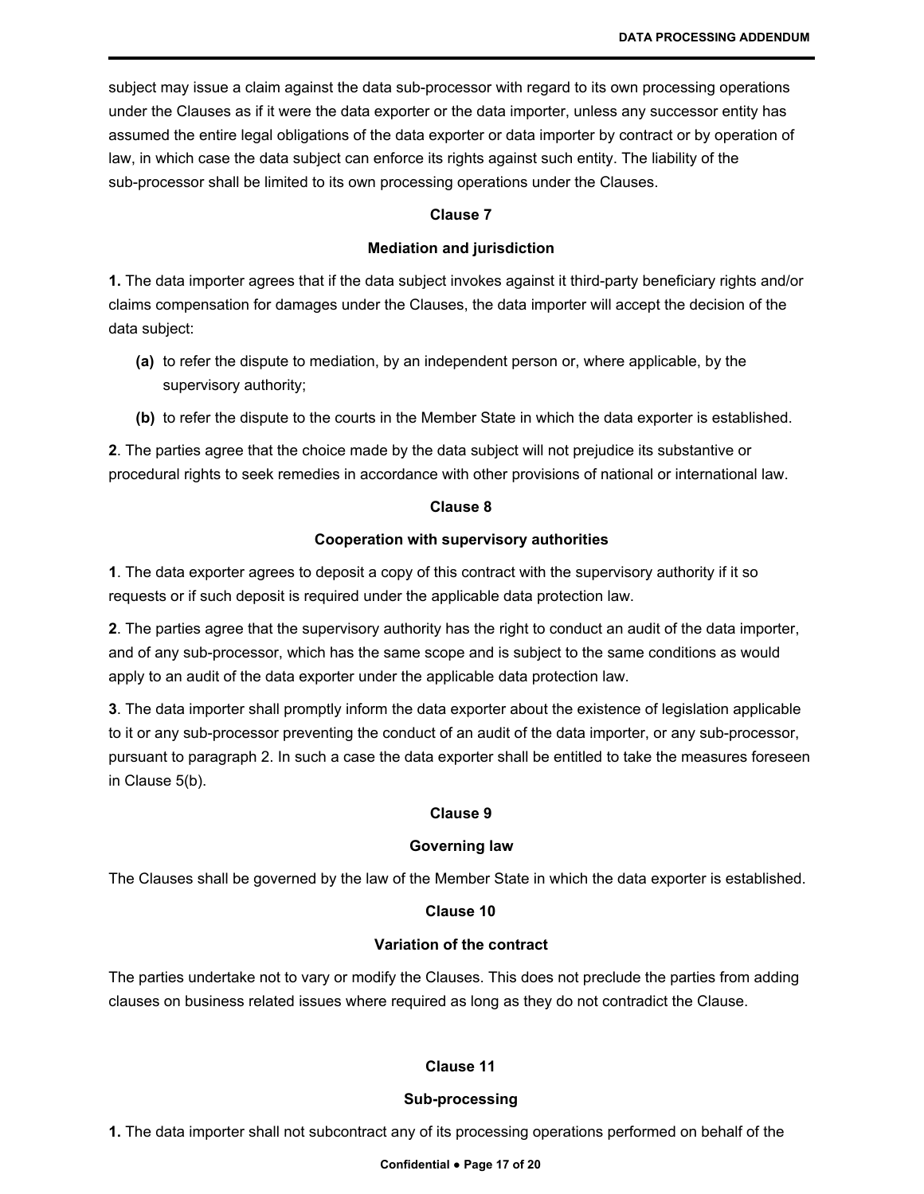subject may issue a claim against the data sub-processor with regard to its own processing operations under the Clauses as if it were the data exporter or the data importer, unless any successor entity has assumed the entire legal obligations of the data exporter or data importer by contract or by operation of law, in which case the data subject can enforce its rights against such entity. The liability of the sub-processor shall be limited to its own processing operations under the Clauses.

**Clause 7**

**Mediation and jurisdiction**

**1.** The data importer agrees that if the data subject invokes against it third-party beneficiary rights and/or claims compensation for damages under the Clauses, the data importer will accept the decision of the data subject:

- **(a)** to refer the dispute to mediation, by an independent person or, where applicable, by the supervisory authority;
- **(b)** to refer the dispute to the courts in the Member State in which the data exporter is established.

**2**. The parties agree that the choice made by the data subject will not prejudice its substantive or procedural rights to seek remedies in accordance with other provisions of national or international law.

**Clause 8**

**Cooperation with supervisory authorities**

**1**. The data exporter agrees to deposit a copy of this contract with the supervisory authority if it so requests or if such deposit is required under the applicable data protection law.

**2**. The parties agree that the supervisory authority has the right to conduct an audit of the data importer, and of any sub-processor, which has the same scope and is subject to the same conditions as would apply to an audit of the data exporter under the applicable data protection law.

**3**. The data importer shall promptly inform the data exporter about the existence of legislation applicable to it or any sub-processor preventing the conduct of an audit of the data importer, or any sub-processor, pursuant to paragraph 2. In such a case the data exporter shall be entitled to take the measures foreseen in Clause 5(b).

**Clause 9**

**Governing law**

The Clauses shall be governed by the law of the Member State in which the data exporter is established.

**Clause 10**

**Variation of the contract**

The parties undertake not to vary or modify the Clauses. This does not preclude the parties from adding clauses on business related issues where required as long as they do not contradict the Clause.

**Clause 11**

**Sub-processing**

**1.** The data importer shall not subcontract any of its processing operations performed on behalf of the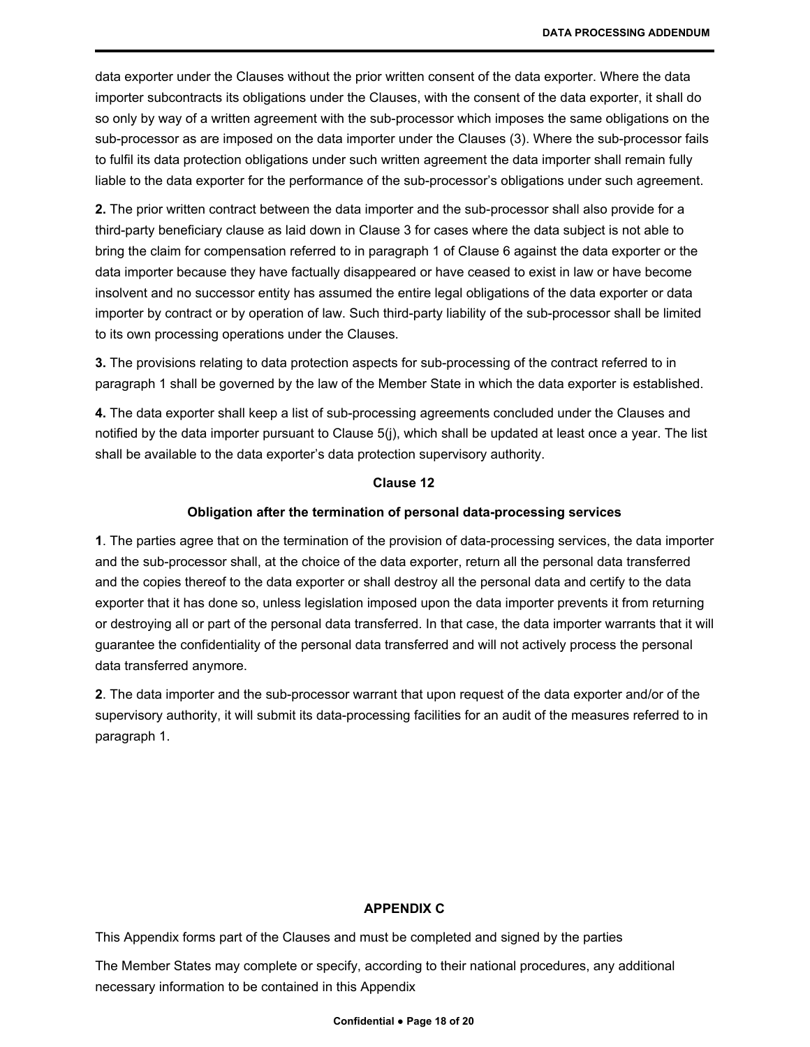data exporter under the Clauses without the prior written consent of the data exporter. Where the data importer subcontracts its obligations under the Clauses, with the consent of the data exporter, it shall do so only by way of a written agreement with the sub-processor which imposes the same obligations on the sub-processor as are imposed on the data importer under the Clauses (3). Where the sub-processor fails to fulfil its data protection obligations under such written agreement the data importer shall remain fully liable to the data exporter for the performance of the sub-processor's obligations under such agreement.

**2.** The prior written contract between the data importer and the sub-processor shall also provide for a third-party beneficiary clause as laid down in Clause 3 for cases where the data subject is not able to bring the claim for compensation referred to in paragraph 1 of Clause 6 against the data exporter or the data importer because they have factually disappeared or have ceased to exist in law or have become insolvent and no successor entity has assumed the entire legal obligations of the data exporter or data importer by contract or by operation of law. Such third-party liability of the sub-processor shall be limited to its own processing operations under the Clauses.

**3.** The provisions relating to data protection aspects for sub-processing of the contract referred to in paragraph 1 shall be governed by the law of the Member State in which the data exporter is established.

**4.** The data exporter shall keep a list of sub-processing agreements concluded under the Clauses and notified by the data importer pursuant to Clause 5(j), which shall be updated at least once a year. The list shall be available to the data exporter's data protection supervisory authority.

**Clause 12**

**Obligation after the termination of personal data-processing services**

**1**. The parties agree that on the termination of the provision of data-processing services, the data importer and the sub-processor shall, at the choice of the data exporter, return all the personal data transferred and the copies thereof to the data exporter or shall destroy all the personal data and certify to the data exporter that it has done so, unless legislation imposed upon the data importer prevents it from returning or destroying all or part of the personal data transferred. In that case, the data importer warrants that it will guarantee the confidentiality of the personal data transferred and will not actively process the personal data transferred anymore.

**2**. The data importer and the sub-processor warrant that upon request of the data exporter and/or of the supervisory authority, it will submit its data-processing facilities for an audit of the measures referred to in paragraph 1.

**APPENDIX C**

This Appendix forms part of the Clauses and must be completed and signed by the parties

The Member States may complete or specify, according to their national procedures, any additional necessary information to be contained in this Appendix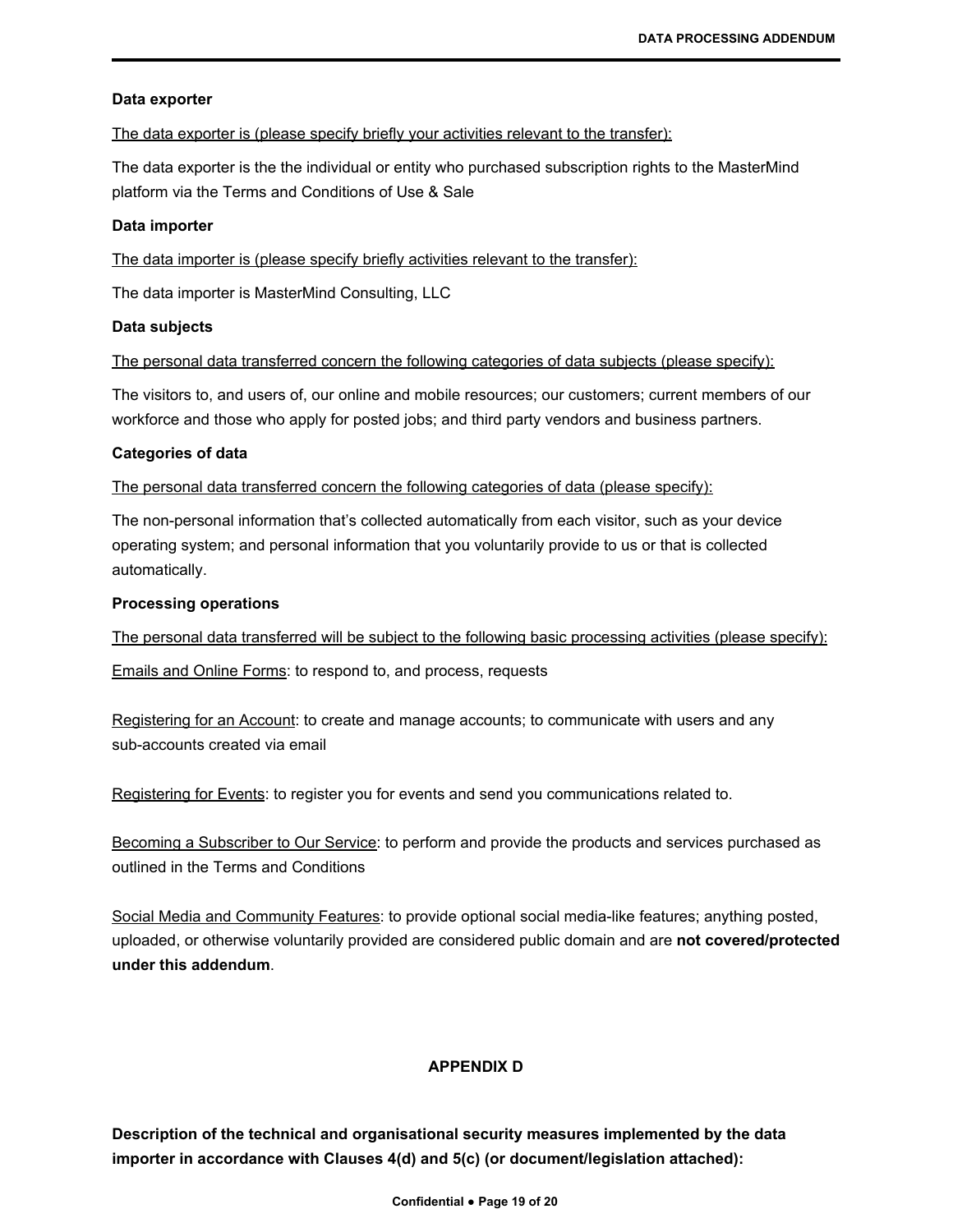**Data exporter**

The data exporter is (please specify briefly your activities relevant to the transfer):

The data exporter is the the individual or entity who purchased subscription rights to the MasterMind platform via the Terms and Conditions of Use & Sale

**Data importer**

The data importer is (please specify briefly activities relevant to the transfer):

The data importer is MasterMind Consulting, LLC

**Data subjects**

The personal data transferred concern the following categories of data subjects (please specify):

The visitors to, and users of, our online and mobile resources; our customers; current members of our workforce and those who apply for posted jobs; and third party vendors and business partners.

**Categories of data**

The personal data transferred concern the following categories of data (please specify):

The non-personal information that's collected automatically from each visitor, such as your device operating system; and personal information that you voluntarily provide to us or that is collected automatically.

**Processing operations**

The personal data transferred will be subject to the following basic processing activities (please specify):

Emails and Online Forms: to respond to, and process, requests

Registering for an Account: to create and manage accounts; to communicate with users and any sub-accounts created via email

Registering for Events: to register you for events and send you communications related to.

Becoming a Subscriber to Our Service: to perform and provide the products and services purchased as outlined in the Terms and Conditions

Social Media and Community Features: to provide optional social media-like features; anything posted, uploaded, or otherwise voluntarily provided are considered public domain and are **not covered/protected under this addendum**.

## APPENDIX D

**Description of the technical and organisational security measures implemented by the data importer in accordance with Clauses 4(d) and 5(c) (or document/legislation attached):**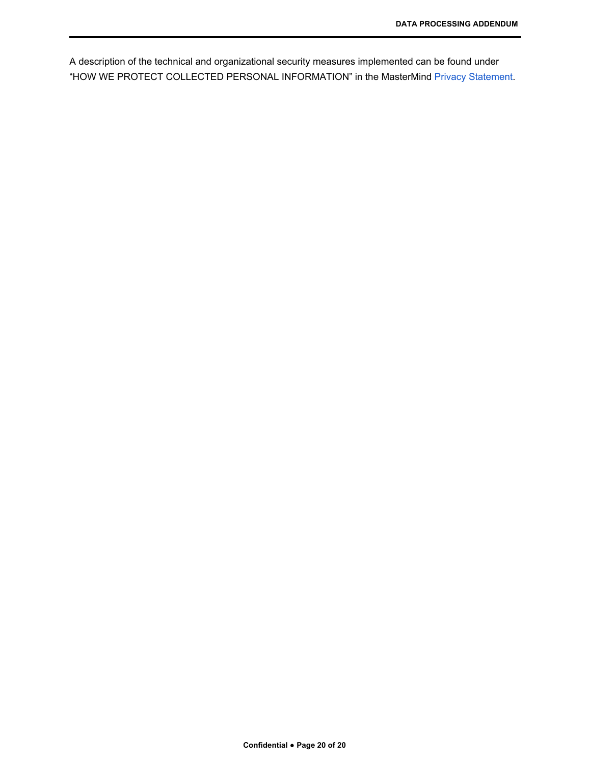A description of the technical and organizational security measures implemented can be found under "HOW WE PROTECT COLLECTED PERSONAL INFORMATION" in the MasterMind Privacy Statement.